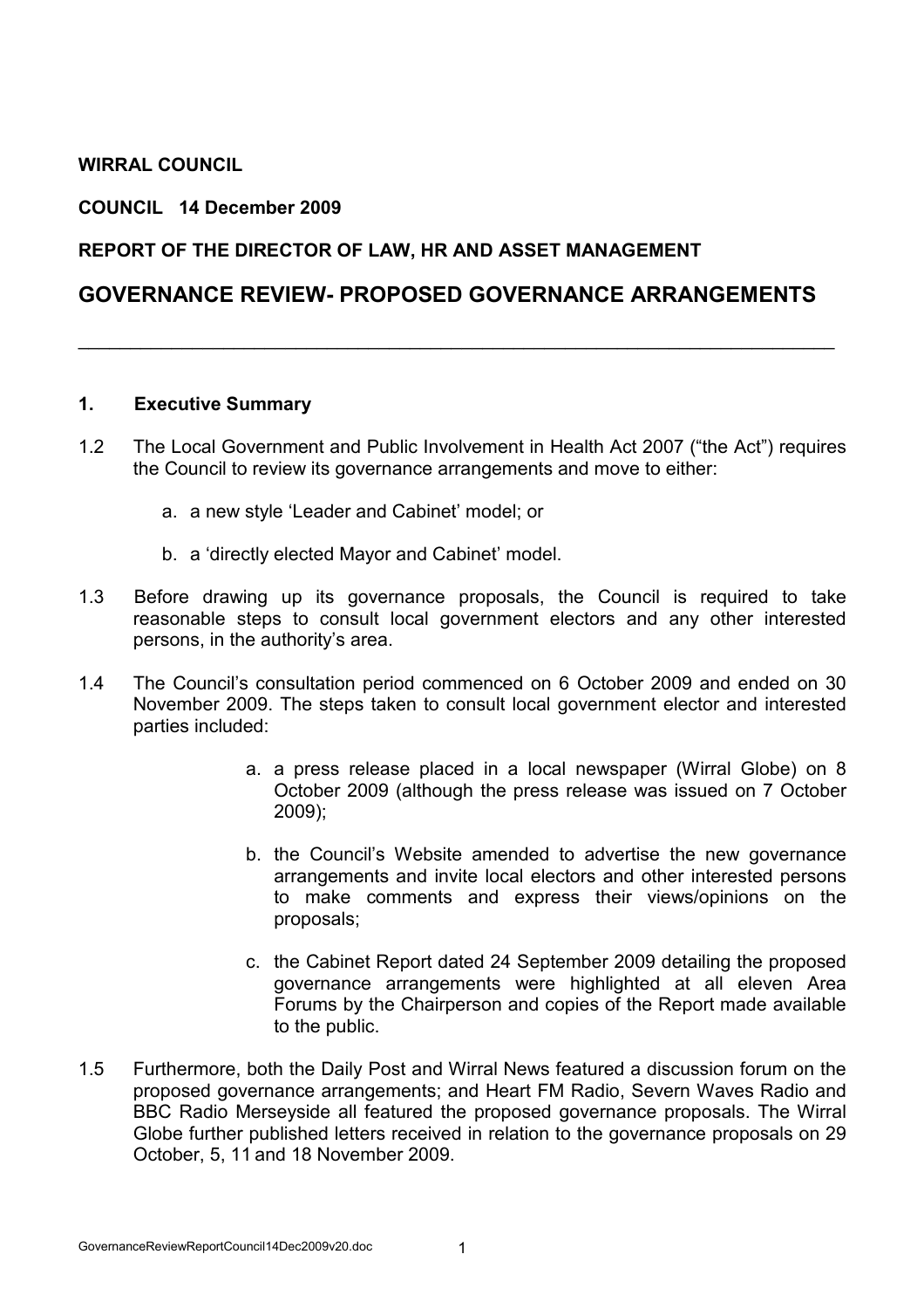**WIRRAL COUNCIL**

**COUNCIL 14 December 2009**

**REPORT OF THE DIRECTOR OF LAW, HR AND ASSET MANAGEMENT**

## GOVERNANCE REVIEW- PROPOSED GOVERNANCE ARRANGEMENTS

---

### 1. Executive Summary

1.2 The Local Government and Public Involvement in Health Act 2007 ("the Act") requires the Council to review its governance arrangements and move to either:

a. a new style 'Leader and Cabinet' model; or

b. a 'directly elected Mayor and Cabinet' model.

1.3 Before drawing up its governance proposals, the Council is required to take reasonable steps to consult local government electors and any other interested persons, in the authority's area.

1.4 The Council's consultation period commenced on 6 October 2009 and ended on 30 November 2009. The steps taken to consult local government elector and interested parties included:

a. a press release placed in a local newspaper (Wirral Globe) on 8 October 2009 (although the press release was issued on 7 October 2009);

b. the Council's Website amended to advertise the new governance arrangements and invite local electors and other interested persons to make comments and express their views/opinions on the proposals;

c. the Cabinet Report dated 24 September 2009 detailing the proposed governance arrangements were highlighted at all eleven Area Forums by the Chairperson and copies of the Report made available to the public.

1.5 Furthermore, both the Daily Post and Wirral News featured a discussion forum on the proposed governance arrangements; and Heart FM Radio, Severn Waves Radio and BBC Radio Merseyside all featured the proposed governance proposals. The Wirral Globe further published letters received in relation to the governance proposals on 29 October, 5, 11 and 18 November 2009.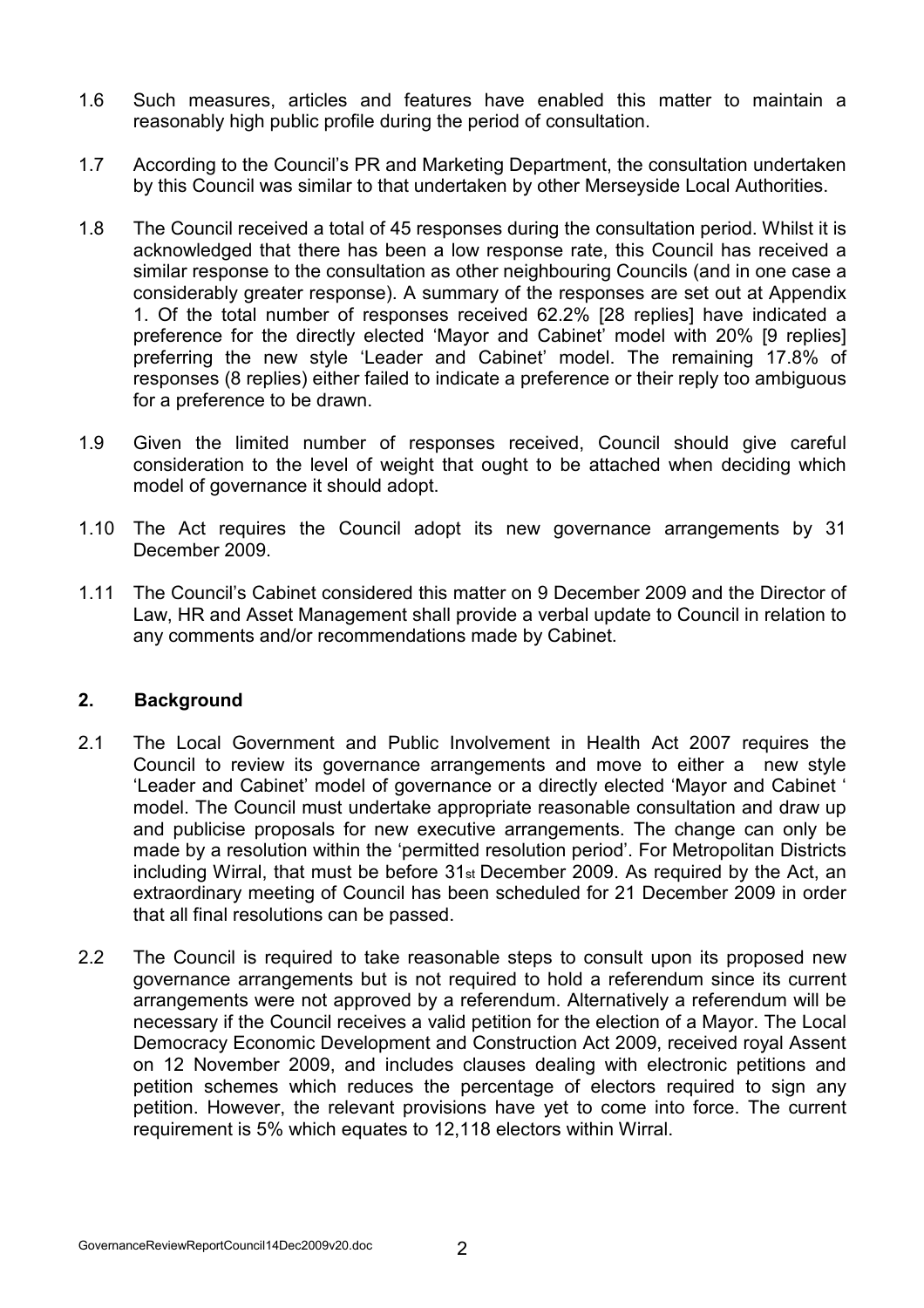1.6 Such measures, articles and features have enabled this matter to maintain a reasonably high public profile during the period of consultation.

1.7 According to the Council's PR and Marketing Department, the consultation undertaken by this Council was similar to that undertaken by other Merseyside Local Authorities.

1.8 The Council received a total of 45 responses during the consultation period. Whilst it is acknowledged that there has been a low response rate, this Council has received a similar response to the consultation as other neighbouring Councils (and in one case a considerably greater response). A summary of the responses are set out at Appendix 1. Of the total number of responses received 62.2% [28 replies] have indicated a preference for the directly elected 'Mayor and Cabinet' model with 20% [9 replies] preferring the new style 'Leader and Cabinet' model. The remaining 17.8% of responses (8 replies) either failed to indicate a preference or their reply too ambiguous for a preference to be drawn.

1.9 Given the limited number of responses received, Council should give careful consideration to the level of weight that ought to be attached when deciding which model of governance it should adopt.

1.10 The Act requires the Council adopt its new governance arrangements by 31 December 2009.

1.11 The Council's Cabinet considered this matter on 9 December 2009 and the Director of Law, HR and Asset Management shall provide a verbal update to Council in relation to any comments and/or recommendations made by Cabinet.

## 2. Background

2.1 The Local Government and Public Involvement in Health Act 2007 requires the Council to review its governance arrangements and move to either a new style 'Leader and Cabinet' model of governance or a directly elected 'Mayor and Cabinet ' model. The Council must undertake appropriate reasonable consultation and draw up and publicise proposals for new executive arrangements. The change can only be made by a resolution within the 'permitted resolution period'. For Metropolitan Districts including Wirral, that must be before 31st December 2009. As required by the Act, an extraordinary meeting of Council has been scheduled for 21 December 2009 in order that all final resolutions can be passed.

2.2 The Council is required to take reasonable steps to consult upon its proposed new governance arrangements but is not required to hold a referendum since its current arrangements were not approved by a referendum. Alternatively a referendum will be necessary if the Council receives a valid petition for the election of a Mayor. The Local Democracy Economic Development and Construction Act 2009, received royal Assent on 12 November 2009, and includes clauses dealing with electronic petitions and petition schemes which reduces the percentage of electors required to sign any petition. However, the relevant provisions have yet to come into force. The current requirement is 5% which equates to 12,118 electors within Wirral.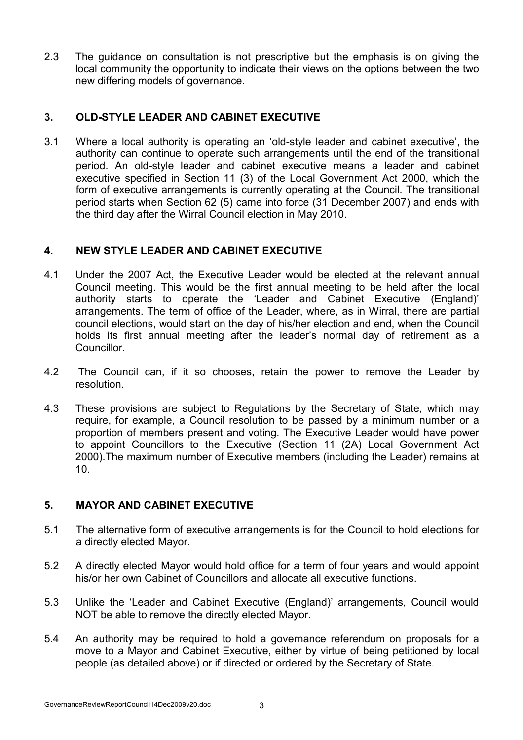2.3 The guidance on consultation is not prescriptive but the emphasis is on giving the local community the opportunity to indicate their views on the options between the two new differing models of governance.

## 3. OLD-STYLE LEADER AND CABINET EXECUTIVE

3.1 Where a local authority is operating an 'old-style leader and cabinet executive', the authority can continue to operate such arrangements until the end of the transitional period. An old-style leader and cabinet executive means a leader and cabinet executive specified in Section 11 (3) of the Local Government Act 2000, which the form of executive arrangements is currently operating at the Council. The transitional period starts when Section 62 (5) came into force (31 December 2007) and ends with the third day after the Wirral Council election in May 2010.

## 4. NEW STYLE LEADER AND CABINET EXECUTIVE

4.1 Under the 2007 Act, the Executive Leader would be elected at the relevant annual Council meeting. This would be the first annual meeting to be held after the local authority starts to operate the 'Leader and Cabinet Executive (England)' arrangements. The term of office of the Leader, where, as in Wirral, there are partial council elections, would start on the day of his/her election and end, when the Council holds its first annual meeting after the leader's normal day of retirement as a Councillor.

4.2 The Council can, if it so chooses, retain the power to remove the Leader by resolution.

4.3 These provisions are subject to Regulations by the Secretary of State, which may require, for example, a Council resolution to be passed by a minimum number or a proportion of members present and voting. The Executive Leader would have power to appoint Councillors to the Executive (Section 11 (2A) Local Government Act 2000).The maximum number of Executive members (including the Leader) remains at 10.

## 5. MAYOR AND CABINET EXECUTIVE

5.1 The alternative form of executive arrangements is for the Council to hold elections for a directly elected Mayor.

5.2 A directly elected Mayor would hold office for a term of four years and would appoint his/or her own Cabinet of Councillors and allocate all executive functions.

5.3 Unlike the 'Leader and Cabinet Executive (England)' arrangements, Council would NOT be able to remove the directly elected Mayor.

5.4 An authority may be required to hold a governance referendum on proposals for a move to a Mayor and Cabinet Executive, either by virtue of being petitioned by local people (as detailed above) or if directed or ordered by the Secretary of State.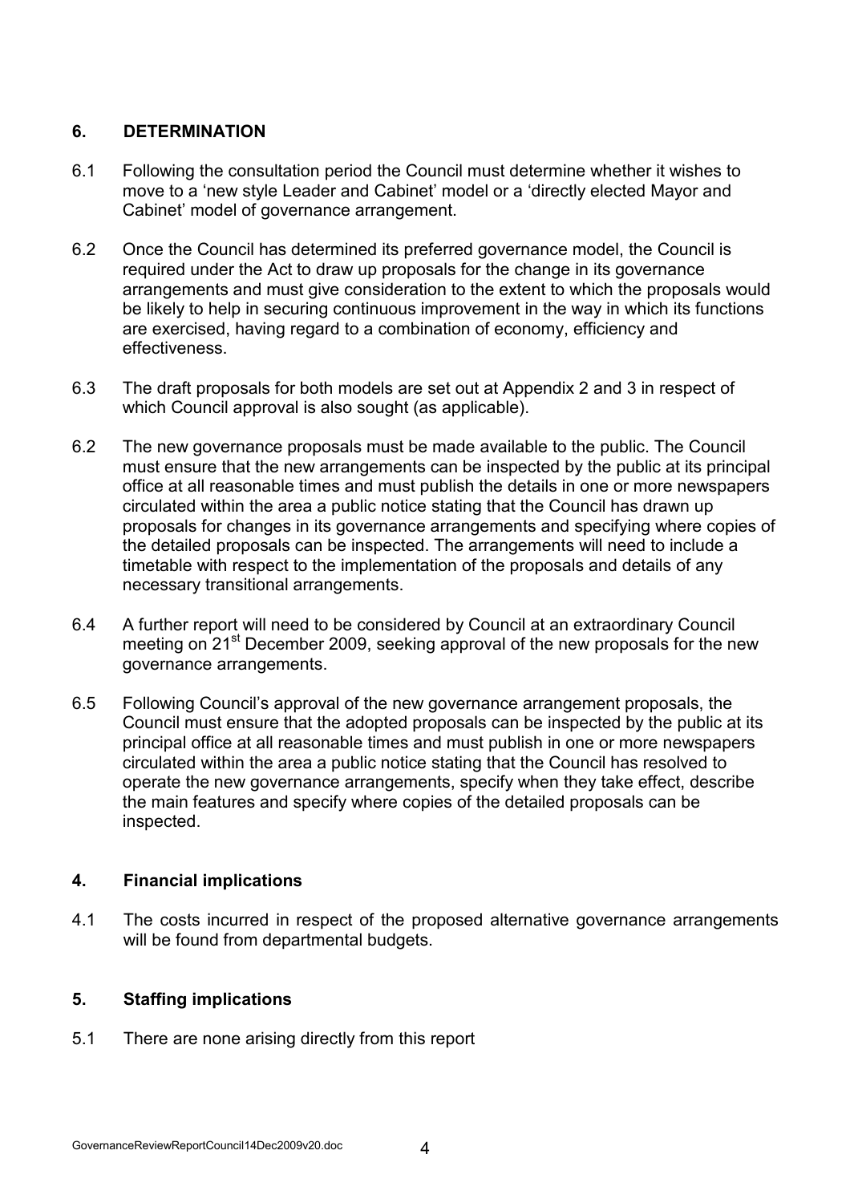## 6. DETERMINATION

6.1 Following the consultation period the Council must determine whether it wishes to move to a 'new style Leader and Cabinet' model or a 'directly elected Mayor and Cabinet' model of governance arrangement.

6.2 Once the Council has determined its preferred governance model, the Council is required under the Act to draw up proposals for the change in its governance arrangements and must give consideration to the extent to which the proposals would be likely to help in securing continuous improvement in the way in which its functions are exercised, having regard to a combination of economy, efficiency and effectiveness.

6.3 The draft proposals for both models are set out at Appendix 2 and 3 in respect of which Council approval is also sought (as applicable).

6.2 The new governance proposals must be made available to the public. The Council must ensure that the new arrangements can be inspected by the public at its principal office at all reasonable times and must publish the details in one or more newspapers circulated within the area a public notice stating that the Council has drawn up proposals for changes in its governance arrangements and specifying where copies of the detailed proposals can be inspected. The arrangements will need to include a timetable with respect to the implementation of the proposals and details of any necessary transitional arrangements.

6.4 A further report will need to be considered by Council at an extraordinary Council meeting on 21st December 2009, seeking approval of the new proposals for the new governance arrangements.

6.5 Following Council's approval of the new governance arrangement proposals, the Council must ensure that the adopted proposals can be inspected by the public at its principal office at all reasonable times and must publish in one or more newspapers circulated within the area a public notice stating that the Council has resolved to operate the new governance arrangements, specify when they take effect, describe the main features and specify where copies of the detailed proposals can be inspected.

## 4. Financial implications

4.1 The costs incurred in respect of the proposed alternative governance arrangements will be found from departmental budgets.

## 5. Staffing implications

5.1 There are none arising directly from this report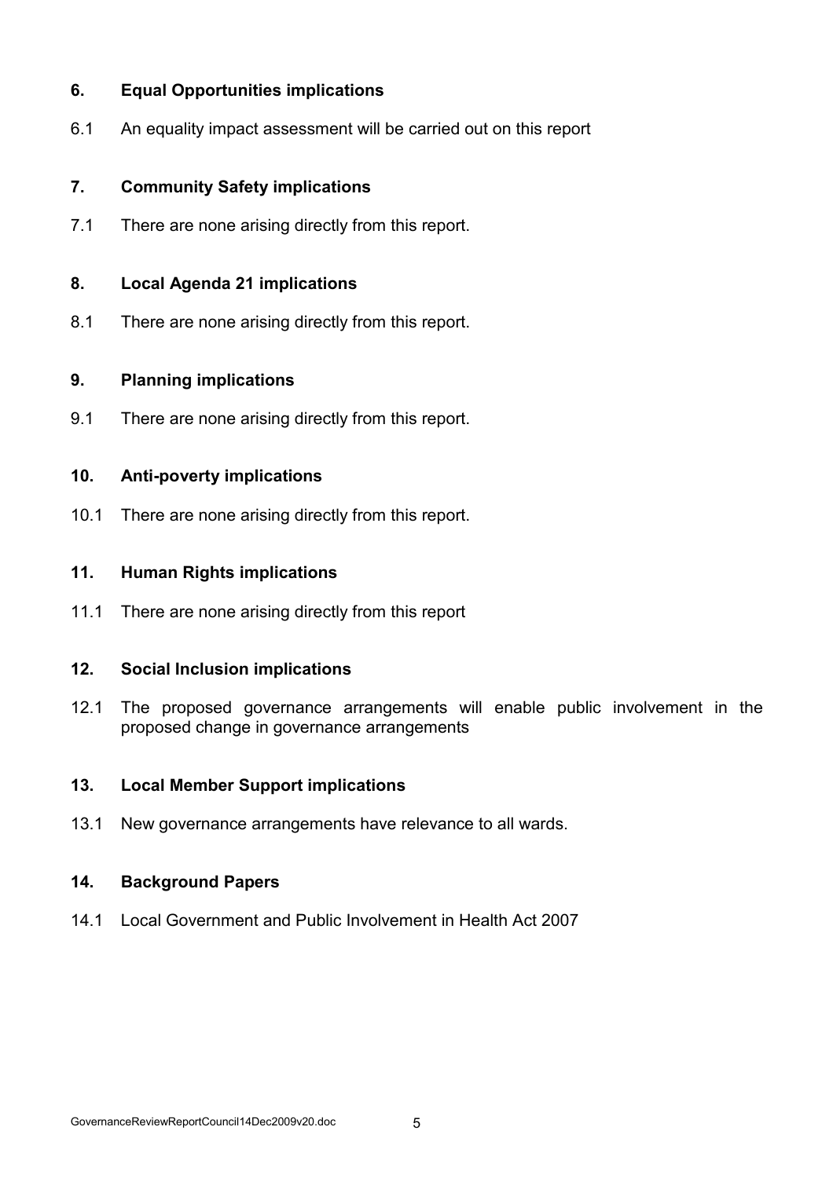## 6. Equal Opportunities implications

6.1 An equality impact assessment will be carried out on this report

## 7. Community Safety implications

7.1 There are none arising directly from this report.

## 8. Local Agenda 21 implications

8.1 There are none arising directly from this report.

## 9. Planning implications

9.1 There are none arising directly from this report.

## 10. Anti-poverty implications

10.1 There are none arising directly from this report.

## 11. Human Rights implications

11.1 There are none arising directly from this report

## 12. Social Inclusion implications

12.1 The proposed governance arrangements will enable public involvement in the proposed change in governance arrangements

## 13. Local Member Support implications

13.1 New governance arrangements have relevance to all wards.

## 14. Background Papers

14.1 Local Government and Public Involvement in Health Act 2007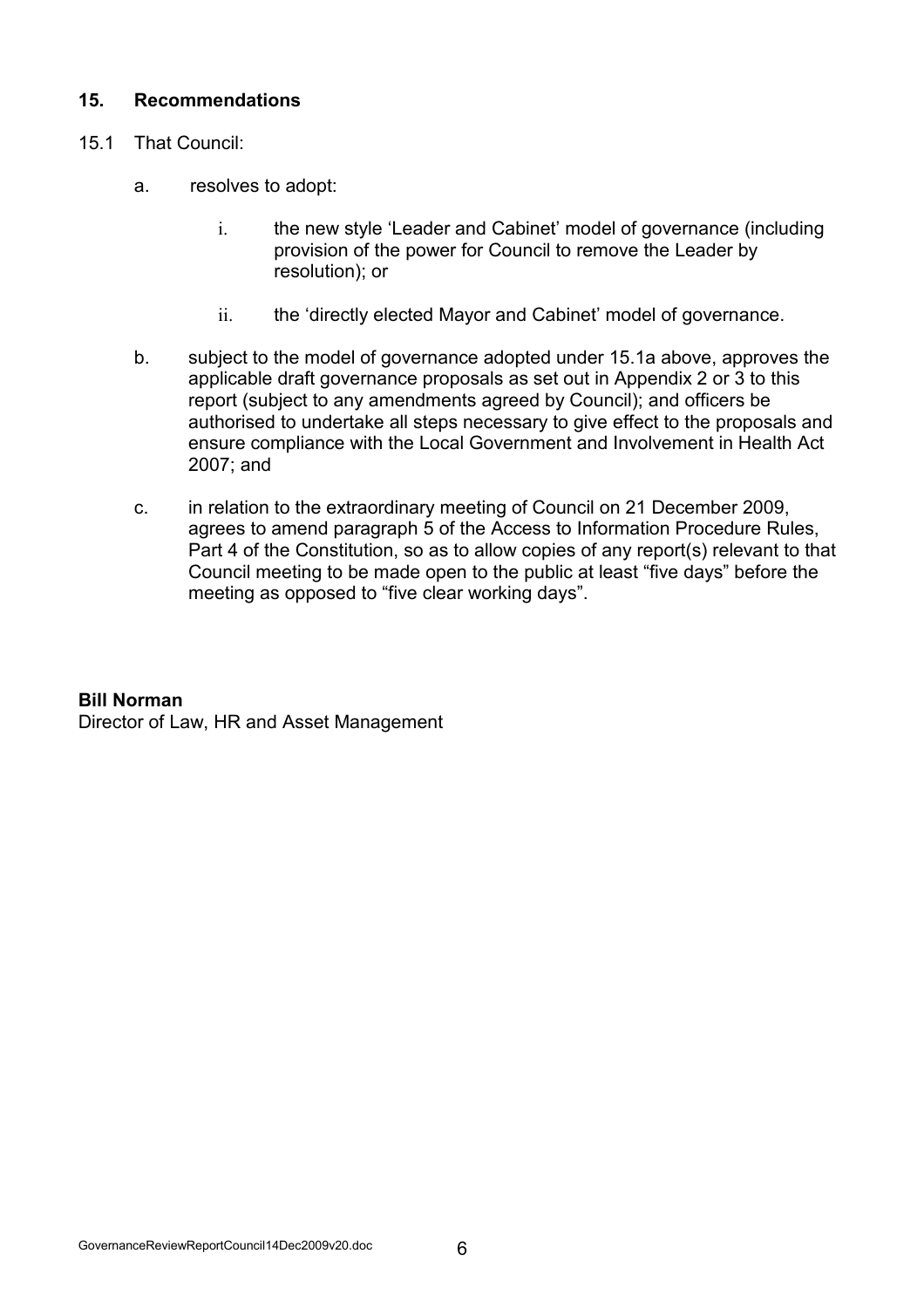## 15. Recommendations

15.1 That Council:

a. resolves to adopt:

   i. the new style 'Leader and Cabinet' model of governance (including provision of the power for Council to remove the Leader by resolution); or

   ii. the 'directly elected Mayor and Cabinet' model of governance.

b. subject to the model of governance adopted under 15.1a above, approves the applicable draft governance proposals as set out in Appendix 2 or 3 to this report (subject to any amendments agreed by Council); and officers be authorised to undertake all steps necessary to give effect to the proposals and ensure compliance with the Local Government and Involvement in Health Act 2007; and

c. in relation to the extraordinary meeting of Council on 21 December 2009, agrees to amend paragraph 5 of the Access to Information Procedure Rules, Part 4 of the Constitution, so as to allow copies of any report(s) relevant to that Council meeting to be made open to the public at least "five days" before the meeting as opposed to "five clear working days".

**Bill Norman**
Director of Law, HR and Asset Management